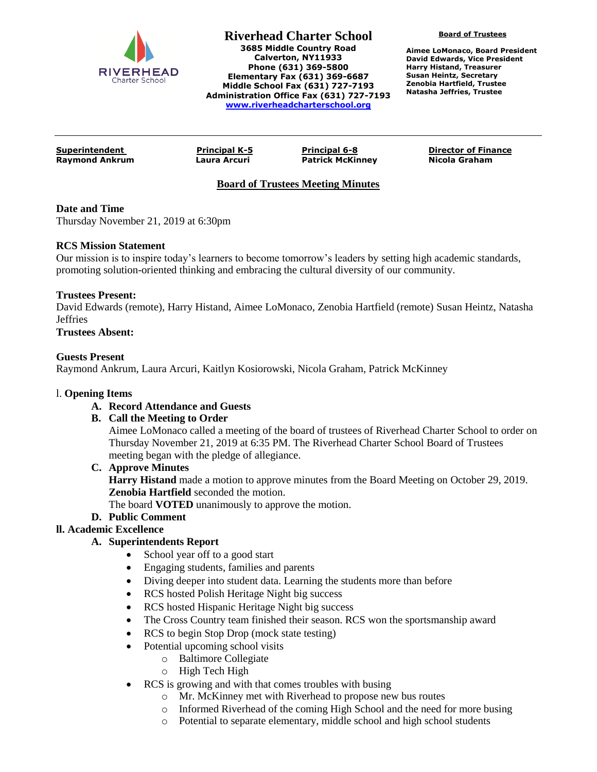# Riverhead Charter School

**3685 Middle Country Road**
**Calverton, NY11933**
**Phone (631) 369-5800**
**Elementary Fax (631) 369-6687**
**Middle School Fax (631) 727-7193**
**Administration Office Fax (631) 727-7193**
**www.riverheadcharterschool.org**

**Board of Trustees**

**Aimee LoMonaco, Board President**
**David Edwards, Vice President**
**Harry Histand, Treasurer**
**Susan Heintz, Secretary**
**Zenobia Hartfield, Trustee**
**Natasha Jeffries, Trustee**

| **Superintendent** | **Principal K-5** | **Principal 6-8** | **Director of Finance** |
|---|---|---|---|
| **Raymond Ankrum** | **Laura Arcuri** | **Patrick McKinney** | **Nicola Graham** |

## Board of Trustees Meeting Minutes

**Date and Time**
Thursday November 21, 2019 at 6:30pm

**RCS Mission Statement**
Our mission is to inspire today's learners to become tomorrow's leaders by setting high academic standards, promoting solution-oriented thinking and embracing the cultural diversity of our community.

**Trustees Present:**
David Edwards (remote), Harry Histand, Aimee LoMonaco, Zenobia Hartfield (remote) Susan Heintz, Natasha Jeffries

**Trustees Absent:**

**Guests Present**
Raymond Ankrum, Laura Arcuri, Kaitlyn Kosiorowski, Nicola Graham, Patrick McKinney

I. **Opening Items**

**A. Record Attendance and Guests**

**B. Call the Meeting to Order**

Aimee LoMonaco called a meeting of the board of trustees of Riverhead Charter School to order on Thursday November 21, 2019 at 6:35 PM. The Riverhead Charter School Board of Trustees meeting began with the pledge of allegiance.

**C. Approve Minutes**

**Harry Histand** made a motion to approve minutes from the Board Meeting on October 29, 2019.
**Zenobia Hartfield** seconded the motion.
The board **VOTED** unanimously to approve the motion.

**D. Public Comment**

**II. Academic Excellence**

**A. Superintendents Report**

- School year off to a good start
- Engaging students, families and parents
- Diving deeper into student data. Learning the students more than before
- RCS hosted Polish Heritage Night big success
- RCS hosted Hispanic Heritage Night big success
- The Cross Country team finished their season. RCS won the sportsmanship award
- RCS to begin Stop Drop (mock state testing)
- Potential upcoming school visits
  - Baltimore Collegiate
  - High Tech High
- RCS is growing and with that comes troubles with busing
  - Mr. McKinney met with Riverhead to propose new bus routes
  - Informed Riverhead of the coming High School and the need for more busing
  - Potential to separate elementary, middle school and high school students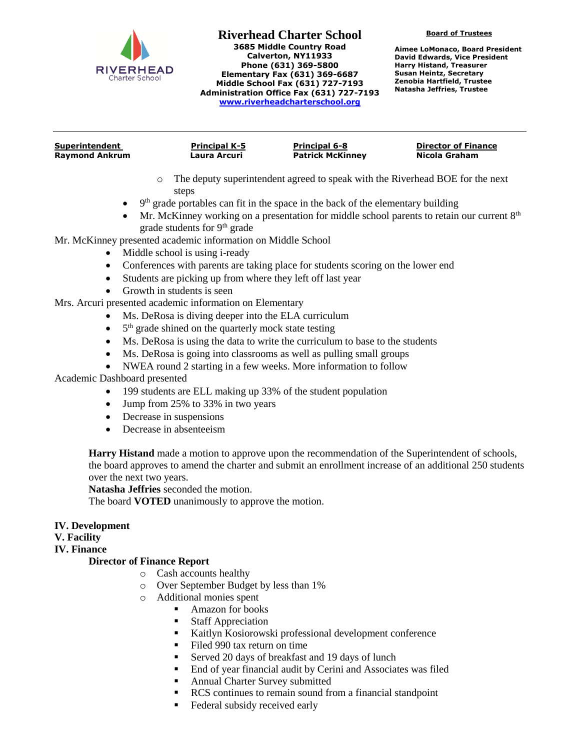- The deputy superintendent agreed to speak with the Riverhead BOE for the next steps
- 9th grade portables can fit in the space in the back of the elementary building
- Mr. McKinney working on a presentation for middle school parents to retain our current 8th grade students for 9th grade

Mr. McKinney presented academic information on Middle School

- Middle school is using i-ready
- Conferences with parents are taking place for students scoring on the lower end
- Students are picking up from where they left off last year
- Growth in students is seen

Mrs. Arcuri presented academic information on Elementary

- Ms. DeRosa is diving deeper into the ELA curriculum
- 5th grade shined on the quarterly mock state testing
- Ms. DeRosa is using the data to write the curriculum to base to the students
- Ms. DeRosa is going into classrooms as well as pulling small groups
- NWEA round 2 starting in a few weeks. More information to follow

Academic Dashboard presented

- 199 students are ELL making up 33% of the student population
- Jump from 25% to 33% in two years
- Decrease in suspensions
- Decrease in absenteeism

**Harry Histand** made a motion to approve upon the recommendation of the Superintendent of schools, the board approves to amend the charter and submit an enrollment increase of an additional 250 students over the next two years.
**Natasha Jeffries** seconded the motion.
The board **VOTED** unanimously to approve the motion.

**IV. Development**
**V. Facility**
**IV. Finance**

**Director of Finance Report**

- Cash accounts healthy
- Over September Budget by less than 1%
- Additional monies spent
  - Amazon for books
  - Staff Appreciation
  - Kaitlyn Kosiorowski professional development conference
  - Filed 990 tax return on time
  - Served 20 days of breakfast and 19 days of lunch
  - End of year financial audit by Cerini and Associates was filed
  - Annual Charter Survey submitted
  - RCS continues to remain sound from a financial standpoint
  - Federal subsidy received early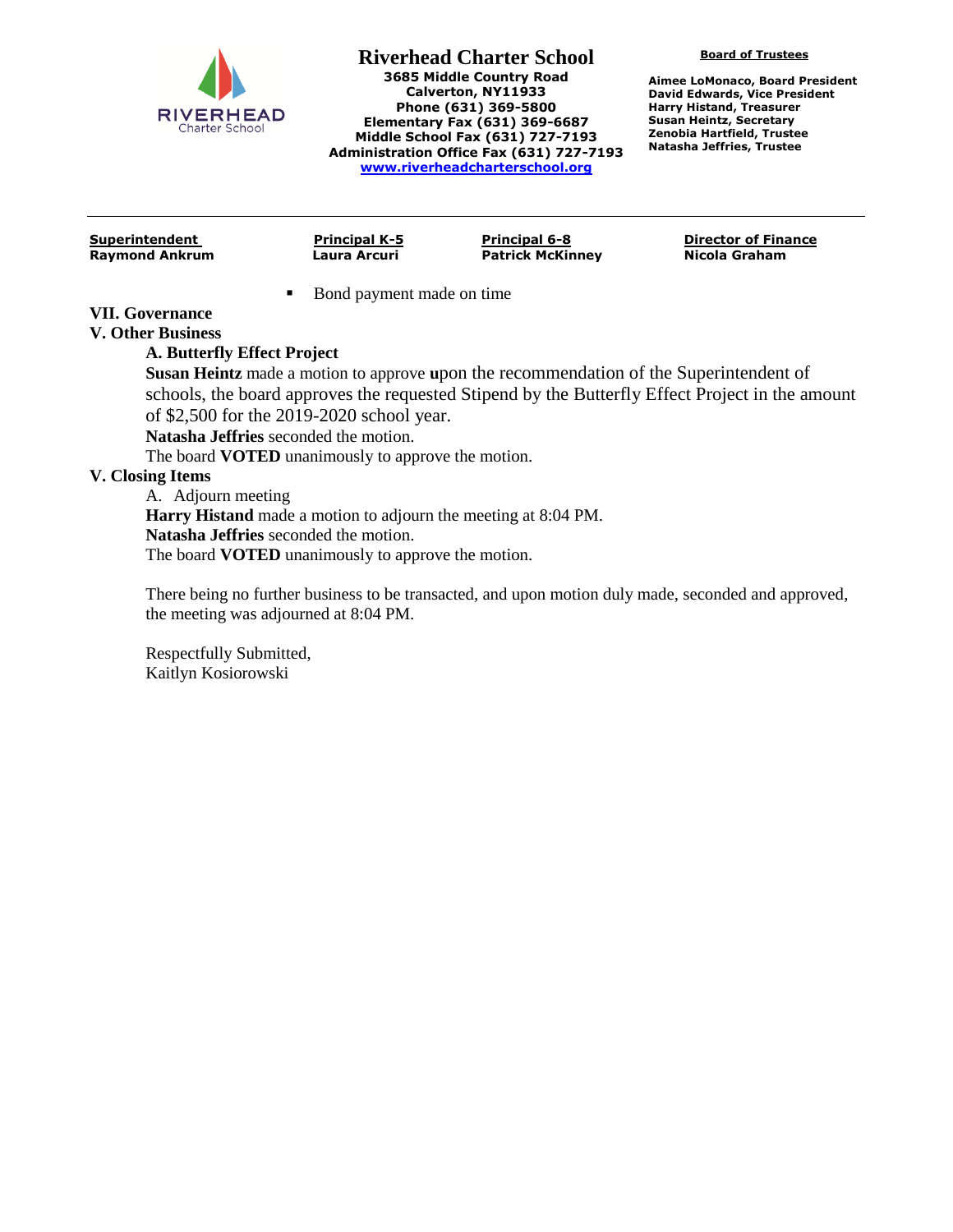- Bond payment made on time

**VII. Governance**

**V. Other Business**

**A. Butterfly Effect Project**

**Susan Heintz** made a motion to approve **u**pon the recommendation of the Superintendent of schools, the board approves the requested Stipend by the Butterfly Effect Project in the amount of $2,500 for the 2019-2020 school year.

**Natasha Jeffries** seconded the motion.

The board **VOTED** unanimously to approve the motion.

**V. Closing Items**

A. Adjourn meeting

**Harry Histand** made a motion to adjourn the meeting at 8:04 PM.

**Natasha Jeffries** seconded the motion.

The board **VOTED** unanimously to approve the motion.

There being no further business to be transacted, and upon motion duly made, seconded and approved, the meeting was adjourned at 8:04 PM.

Respectfully Submitted,
Kaitlyn Kosiorowski